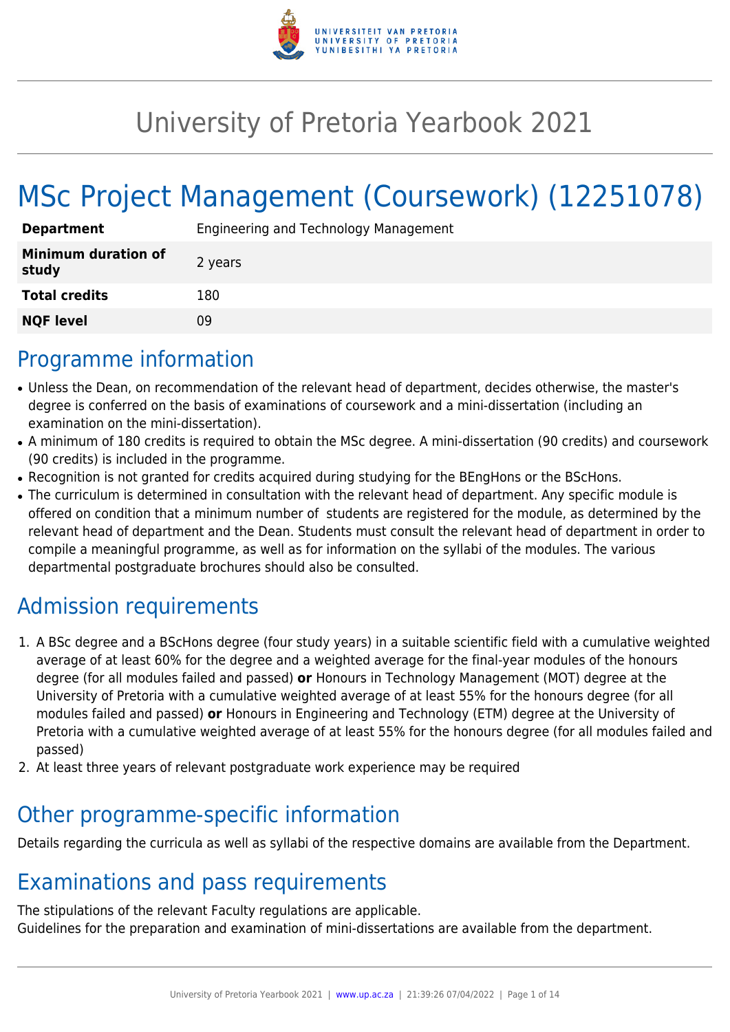# University of Pretoria Yearbook 2021

# MSc Project Management (Coursework) (12251078)

| | |
|---|---|
| **Department** | Engineering and Technology Management |
| **Minimum duration of study** | 2 years |
| **Total credits** | 180 |
| **NQF level** | 09 |

## Programme information

- Unless the Dean, on recommendation of the relevant head of department, decides otherwise, the master's degree is conferred on the basis of examinations of coursework and a mini-dissertation (including an examination on the mini-dissertation).
- A minimum of 180 credits is required to obtain the MSc degree. A mini-dissertation (90 credits) and coursework (90 credits) is included in the programme.
- Recognition is not granted for credits acquired during studying for the BEngHons or the BScHons.
- The curriculum is determined in consultation with the relevant head of department. Any specific module is offered on condition that a minimum number of students are registered for the module, as determined by the relevant head of department and the Dean. Students must consult the relevant head of department in order to compile a meaningful programme, as well as for information on the syllabi of the modules. The various departmental postgraduate brochures should also be consulted.

## Admission requirements

1. A BSc degree and a BScHons degree (four study years) in a suitable scientific field with a cumulative weighted average of at least 60% for the degree and a weighted average for the final-year modules of the honours degree (for all modules failed and passed) **or** Honours in Technology Management (MOT) degree at the University of Pretoria with a cumulative weighted average of at least 55% for the honours degree (for all modules failed and passed) **or** Honours in Engineering and Technology (ETM) degree at the University of Pretoria with a cumulative weighted average of at least 55% for the honours degree (for all modules failed and passed)
2. At least three years of relevant postgraduate work experience may be required

## Other programme-specific information

Details regarding the curricula as well as syllabi of the respective domains are available from the Department.

## Examinations and pass requirements

The stipulations of the relevant Faculty regulations are applicable.
Guidelines for the preparation and examination of mini-dissertations are available from the department.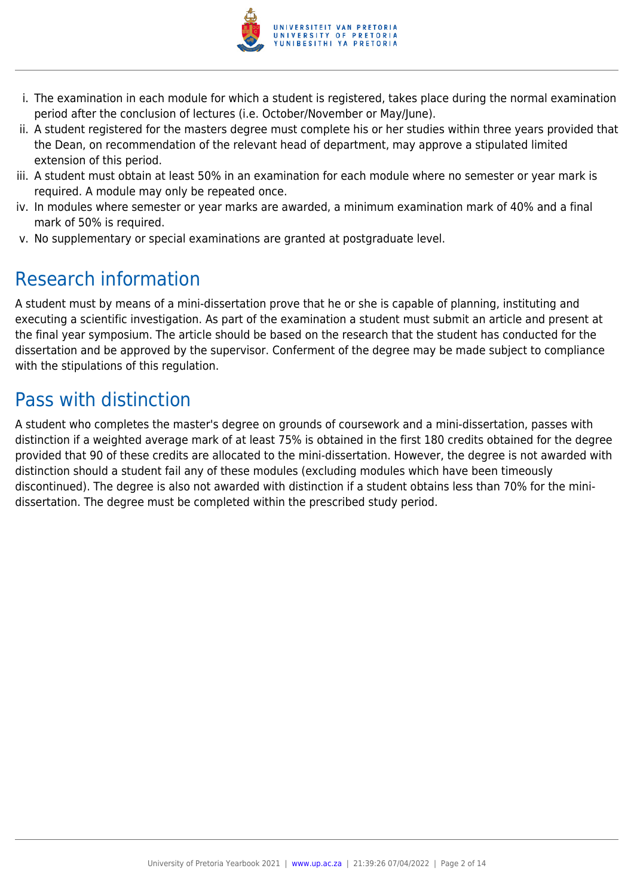i. The examination in each module for which a student is registered, takes place during the normal examination period after the conclusion of lectures (i.e. October/November or May/June).
ii. A student registered for the masters degree must complete his or her studies within three years provided that the Dean, on recommendation of the relevant head of department, may approve a stipulated limited extension of this period.
iii. A student must obtain at least 50% in an examination for each module where no semester or year mark is required. A module may only be repeated once.
iv. In modules where semester or year marks are awarded, a minimum examination mark of 40% and a final mark of 50% is required.
v. No supplementary or special examinations are granted at postgraduate level.

## Research information

A student must by means of a mini-dissertation prove that he or she is capable of planning, instituting and executing a scientific investigation. As part of the examination a student must submit an article and present at the final year symposium. The article should be based on the research that the student has conducted for the dissertation and be approved by the supervisor. Conferment of the degree may be made subject to compliance with the stipulations of this regulation.

## Pass with distinction

A student who completes the master's degree on grounds of coursework and a mini-dissertation, passes with distinction if a weighted average mark of at least 75% is obtained in the first 180 credits obtained for the degree provided that 90 of these credits are allocated to the mini-dissertation. However, the degree is not awarded with distinction should a student fail any of these modules (excluding modules which have been timeously discontinued). The degree is also not awarded with distinction if a student obtains less than 70% for the mini-dissertation. The degree must be completed within the prescribed study period.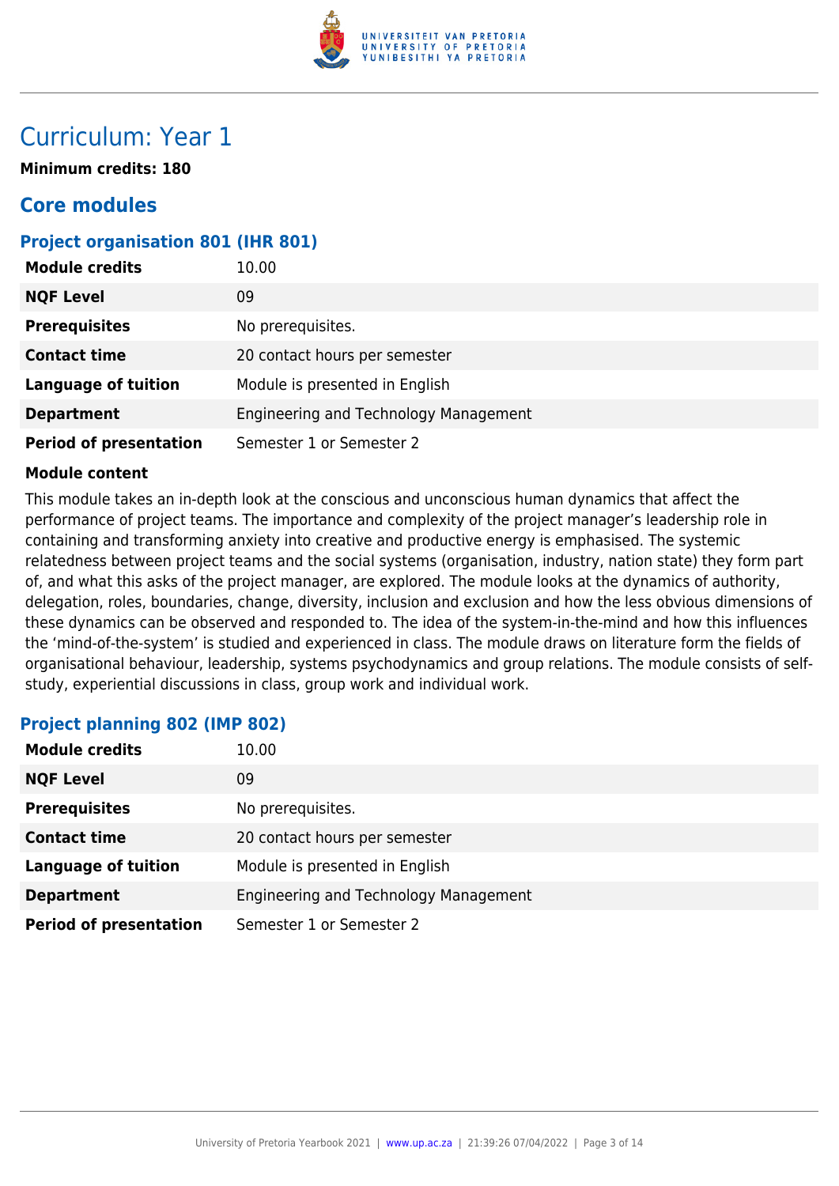# Curriculum: Year 1

**Minimum credits: 180**

## Core modules

### Project organisation 801 (IHR 801)

| | |
|---|---|
| **Module credits** | 10.00 |
| **NQF Level** | 09 |
| **Prerequisites** | No prerequisites. |
| **Contact time** | 20 contact hours per semester |
| **Language of tuition** | Module is presented in English |
| **Department** | Engineering and Technology Management |
| **Period of presentation** | Semester 1 or Semester 2 |

**Module content**

This module takes an in-depth look at the conscious and unconscious human dynamics that affect the performance of project teams. The importance and complexity of the project manager's leadership role in containing and transforming anxiety into creative and productive energy is emphasised. The systemic relatedness between project teams and the social systems (organisation, industry, nation state) they form part of, and what this asks of the project manager, are explored. The module looks at the dynamics of authority, delegation, roles, boundaries, change, diversity, inclusion and exclusion and how the less obvious dimensions of these dynamics can be observed and responded to. The idea of the system-in-the-mind and how this influences the 'mind-of-the-system' is studied and experienced in class. The module draws on literature form the fields of organisational behaviour, leadership, systems psychodynamics and group relations. The module consists of self-study, experiential discussions in class, group work and individual work.

### Project planning 802 (IMP 802)

| | |
|---|---|
| **Module credits** | 10.00 |
| **NQF Level** | 09 |
| **Prerequisites** | No prerequisites. |
| **Contact time** | 20 contact hours per semester |
| **Language of tuition** | Module is presented in English |
| **Department** | Engineering and Technology Management |
| **Period of presentation** | Semester 1 or Semester 2 |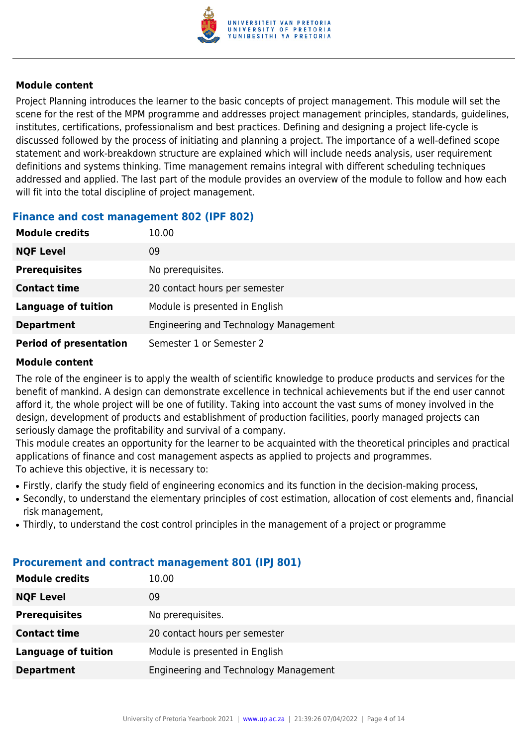#### Module content

Project Planning introduces the learner to the basic concepts of project management. This module will set the scene for the rest of the MPM programme and addresses project management principles, standards, guidelines, institutes, certifications, professionalism and best practices. Defining and designing a project life-cycle is discussed followed by the process of initiating and planning a project. The importance of a well-defined scope statement and work-breakdown structure are explained which will include needs analysis, user requirement definitions and systems thinking. Time management remains integral with different scheduling techniques addressed and applied. The last part of the module provides an overview of the module to follow and how each will fit into the total discipline of project management.

### Finance and cost management 802 (IPF 802)

| | |
|---|---|
| **Module credits** | 10.00 |
| **NQF Level** | 09 |
| **Prerequisites** | No prerequisites. |
| **Contact time** | 20 contact hours per semester |
| **Language of tuition** | Module is presented in English |
| **Department** | Engineering and Technology Management |
| **Period of presentation** | Semester 1 or Semester 2 |

#### Module content

The role of the engineer is to apply the wealth of scientific knowledge to produce products and services for the benefit of mankind. A design can demonstrate excellence in technical achievements but if the end user cannot afford it, the whole project will be one of futility. Taking into account the vast sums of money involved in the design, development of products and establishment of production facilities, poorly managed projects can seriously damage the profitability and survival of a company.
This module creates an opportunity for the learner to be acquainted with the theoretical principles and practical applications of finance and cost management aspects as applied to projects and programmes.
To achieve this objective, it is necessary to:

- Firstly, clarify the study field of engineering economics and its function in the decision-making process,
- Secondly, to understand the elementary principles of cost estimation, allocation of cost elements and, financial risk management,
- Thirdly, to understand the cost control principles in the management of a project or programme

### Procurement and contract management 801 (IPJ 801)

| | |
|---|---|
| **Module credits** | 10.00 |
| **NQF Level** | 09 |
| **Prerequisites** | No prerequisites. |
| **Contact time** | 20 contact hours per semester |
| **Language of tuition** | Module is presented in English |
| **Department** | Engineering and Technology Management |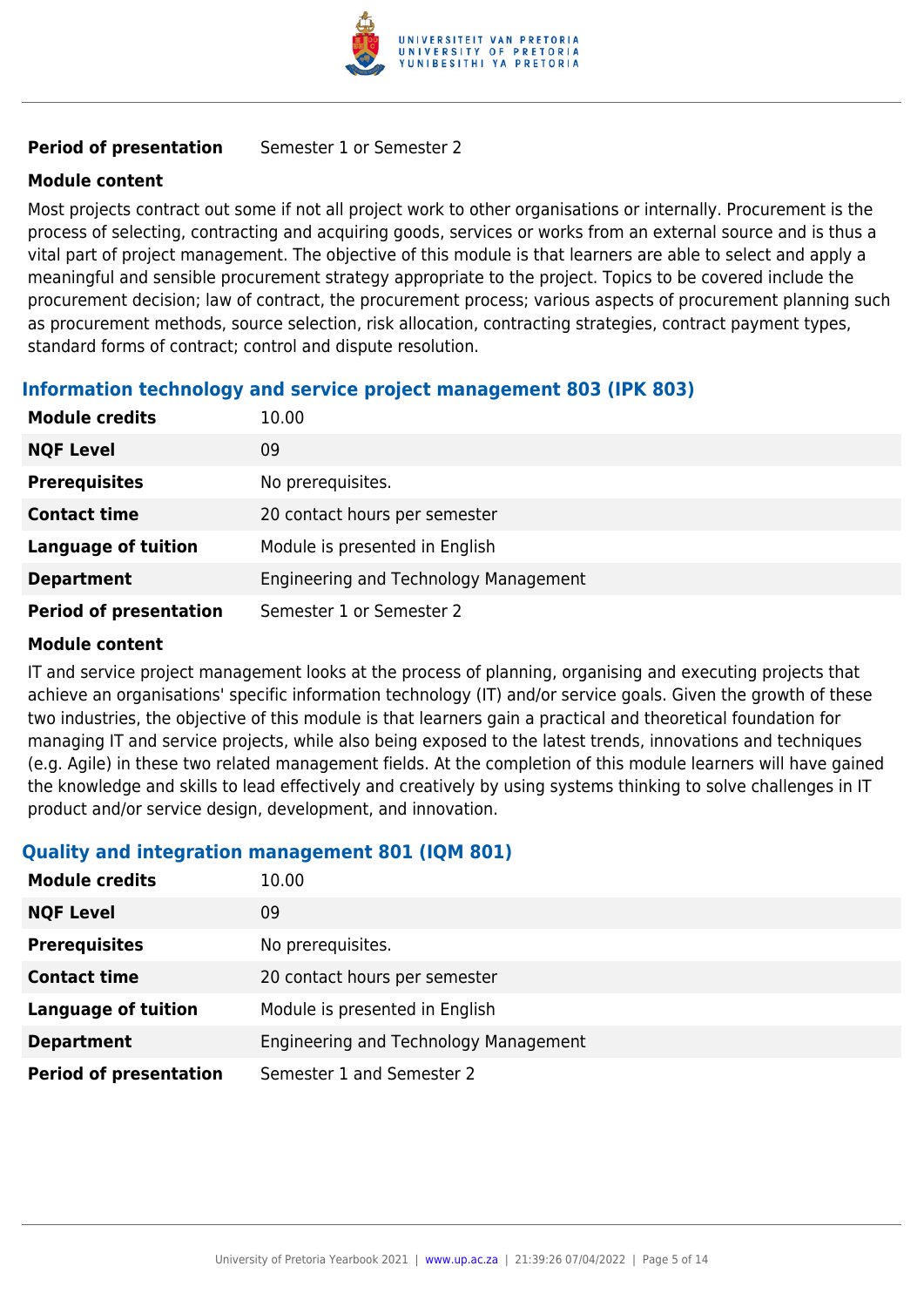| | |
|---|---|
| **Period of presentation** | Semester 1 or Semester 2 |

**Module content**

Most projects contract out some if not all project work to other organisations or internally. Procurement is the process of selecting, contracting and acquiring goods, services or works from an external source and is thus a vital part of project management. The objective of this module is that learners are able to select and apply a meaningful and sensible procurement strategy appropriate to the project. Topics to be covered include the procurement decision; law of contract, the procurement process; various aspects of procurement planning such as procurement methods, source selection, risk allocation, contracting strategies, contract payment types, standard forms of contract; control and dispute resolution.

### Information technology and service project management 803 (IPK 803)

| | |
|---|---|
| **Module credits** | 10.00 |
| **NQF Level** | 09 |
| **Prerequisites** | No prerequisites. |
| **Contact time** | 20 contact hours per semester |
| **Language of tuition** | Module is presented in English |
| **Department** | Engineering and Technology Management |
| **Period of presentation** | Semester 1 or Semester 2 |

**Module content**

IT and service project management looks at the process of planning, organising and executing projects that achieve an organisations' specific information technology (IT) and/or service goals. Given the growth of these two industries, the objective of this module is that learners gain a practical and theoretical foundation for managing IT and service projects, while also being exposed to the latest trends, innovations and techniques (e.g. Agile) in these two related management fields. At the completion of this module learners will have gained the knowledge and skills to lead effectively and creatively by using systems thinking to solve challenges in IT product and/or service design, development, and innovation.

### Quality and integration management 801 (IQM 801)

| | |
|---|---|
| **Module credits** | 10.00 |
| **NQF Level** | 09 |
| **Prerequisites** | No prerequisites. |
| **Contact time** | 20 contact hours per semester |
| **Language of tuition** | Module is presented in English |
| **Department** | Engineering and Technology Management |
| **Period of presentation** | Semester 1 and Semester 2 |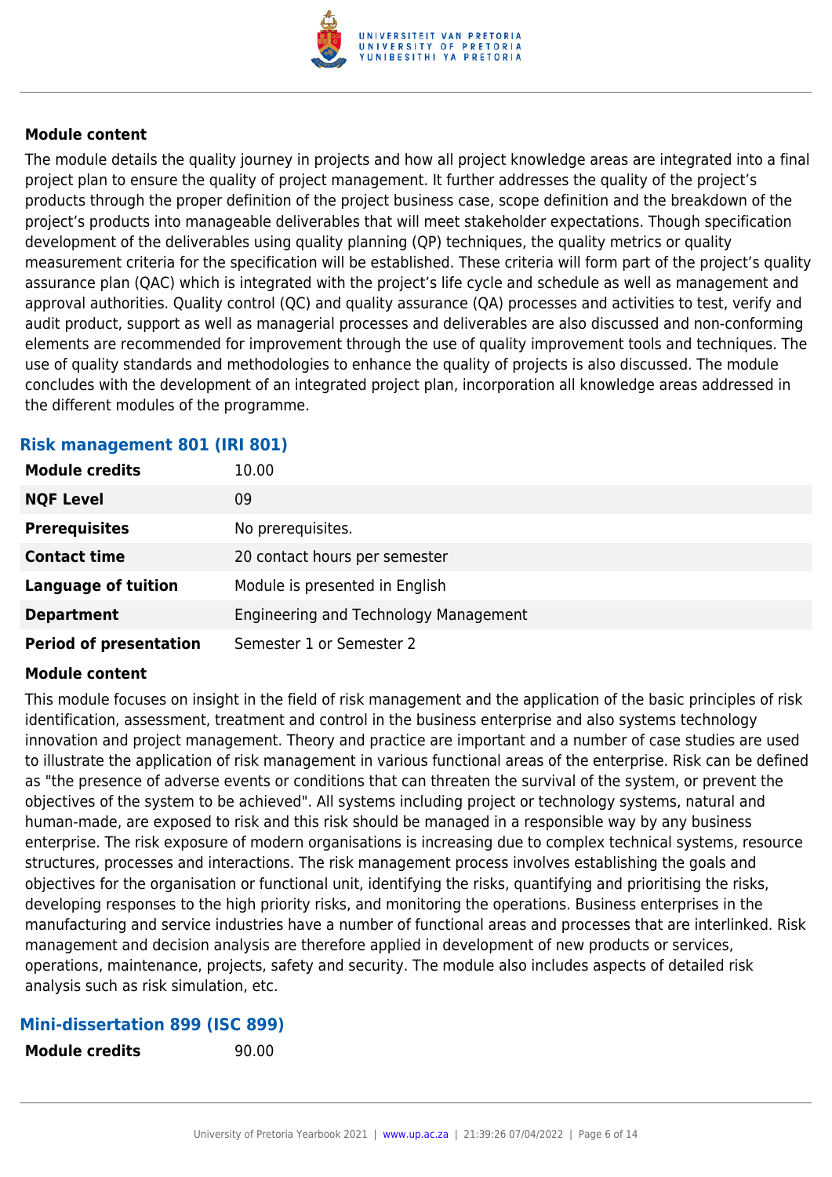#### Module content

The module details the quality journey in projects and how all project knowledge areas are integrated into a final project plan to ensure the quality of project management. It further addresses the quality of the project's products through the proper definition of the project business case, scope definition and the breakdown of the project's products into manageable deliverables that will meet stakeholder expectations. Though specification development of the deliverables using quality planning (QP) techniques, the quality metrics or quality measurement criteria for the specification will be established. These criteria will form part of the project's quality assurance plan (QAC) which is integrated with the project's life cycle and schedule as well as management and approval authorities. Quality control (QC) and quality assurance (QA) processes and activities to test, verify and audit product, support as well as managerial processes and deliverables are also discussed and non-conforming elements are recommended for improvement through the use of quality improvement tools and techniques. The use of quality standards and methodologies to enhance the quality of projects is also discussed. The module concludes with the development of an integrated project plan, incorporation all knowledge areas addressed in the different modules of the programme.

### Risk management 801 (IRI 801)

| | |
|---|---|
| **Module credits** | 10.00 |
| **NQF Level** | 09 |
| **Prerequisites** | No prerequisites. |
| **Contact time** | 20 contact hours per semester |
| **Language of tuition** | Module is presented in English |
| **Department** | Engineering and Technology Management |
| **Period of presentation** | Semester 1 or Semester 2 |

#### Module content

This module focuses on insight in the field of risk management and the application of the basic principles of risk identification, assessment, treatment and control in the business enterprise and also systems technology innovation and project management. Theory and practice are important and a number of case studies are used to illustrate the application of risk management in various functional areas of the enterprise. Risk can be defined as "the presence of adverse events or conditions that can threaten the survival of the system, or prevent the objectives of the system to be achieved". All systems including project or technology systems, natural and human-made, are exposed to risk and this risk should be managed in a responsible way by any business enterprise. The risk exposure of modern organisations is increasing due to complex technical systems, resource structures, processes and interactions. The risk management process involves establishing the goals and objectives for the organisation or functional unit, identifying the risks, quantifying and prioritising the risks, developing responses to the high priority risks, and monitoring the operations. Business enterprises in the manufacturing and service industries have a number of functional areas and processes that are interlinked. Risk management and decision analysis are therefore applied in development of new products or services, operations, maintenance, projects, safety and security. The module also includes aspects of detailed risk analysis such as risk simulation, etc.

### Mini-dissertation 899 (ISC 899)

| | |
|---|---|
| **Module credits** | 90.00 |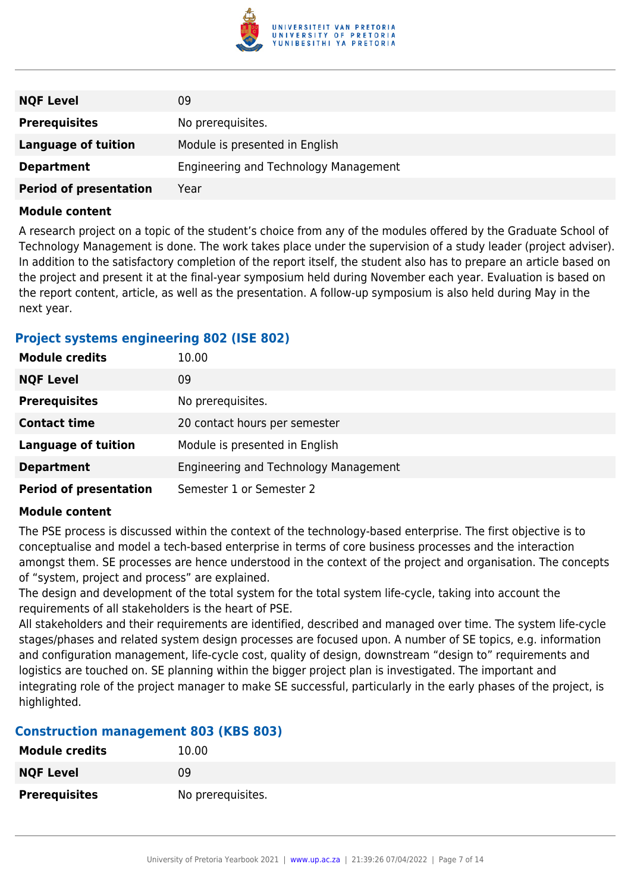| | |
|---|---|
| **NQF Level** | 09 |
| **Prerequisites** | No prerequisites. |
| **Language of tuition** | Module is presented in English |
| **Department** | Engineering and Technology Management |
| **Period of presentation** | Year |

**Module content**

A research project on a topic of the student's choice from any of the modules offered by the Graduate School of Technology Management is done. The work takes place under the supervision of a study leader (project adviser). In addition to the satisfactory completion of the report itself, the student also has to prepare an article based on the project and present it at the final-year symposium held during November each year. Evaluation is based on the report content, article, as well as the presentation. A follow-up symposium is also held during May in the next year.

### Project systems engineering 802 (ISE 802)

| | |
|---|---|
| **Module credits** | 10.00 |
| **NQF Level** | 09 |
| **Prerequisites** | No prerequisites. |
| **Contact time** | 20 contact hours per semester |
| **Language of tuition** | Module is presented in English |
| **Department** | Engineering and Technology Management |
| **Period of presentation** | Semester 1 or Semester 2 |

**Module content**

The PSE process is discussed within the context of the technology-based enterprise. The first objective is to conceptualise and model a tech-based enterprise in terms of core business processes and the interaction amongst them. SE processes are hence understood in the context of the project and organisation. The concepts of "system, project and process" are explained.

The design and development of the total system for the total system life-cycle, taking into account the requirements of all stakeholders is the heart of PSE.

All stakeholders and their requirements are identified, described and managed over time. The system life-cycle stages/phases and related system design processes are focused upon. A number of SE topics, e.g. information and configuration management, life-cycle cost, quality of design, downstream "design to" requirements and logistics are touched on. SE planning within the bigger project plan is investigated. The important and integrating role of the project manager to make SE successful, particularly in the early phases of the project, is highlighted.

### Construction management 803 (KBS 803)

| | |
|---|---|
| **Module credits** | 10.00 |
| **NQF Level** | 09 |
| **Prerequisites** | No prerequisites. |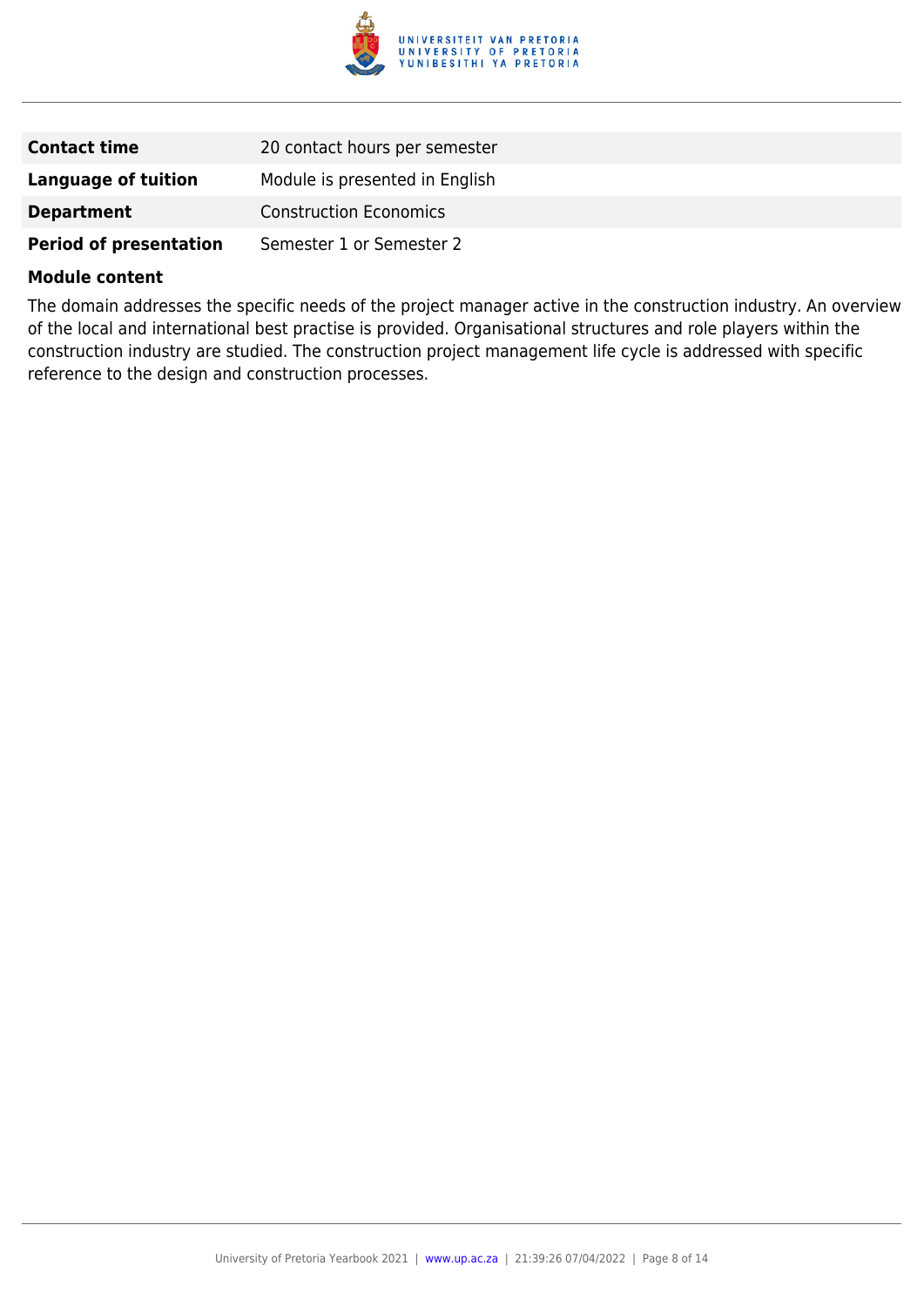| | |
|---|---|
| **Contact time** | 20 contact hours per semester |
| **Language of tuition** | Module is presented in English |
| **Department** | Construction Economics |
| **Period of presentation** | Semester 1 or Semester 2 |

**Module content**

The domain addresses the specific needs of the project manager active in the construction industry. An overview of the local and international best practise is provided. Organisational structures and role players within the construction industry are studied. The construction project management life cycle is addressed with specific reference to the design and construction processes.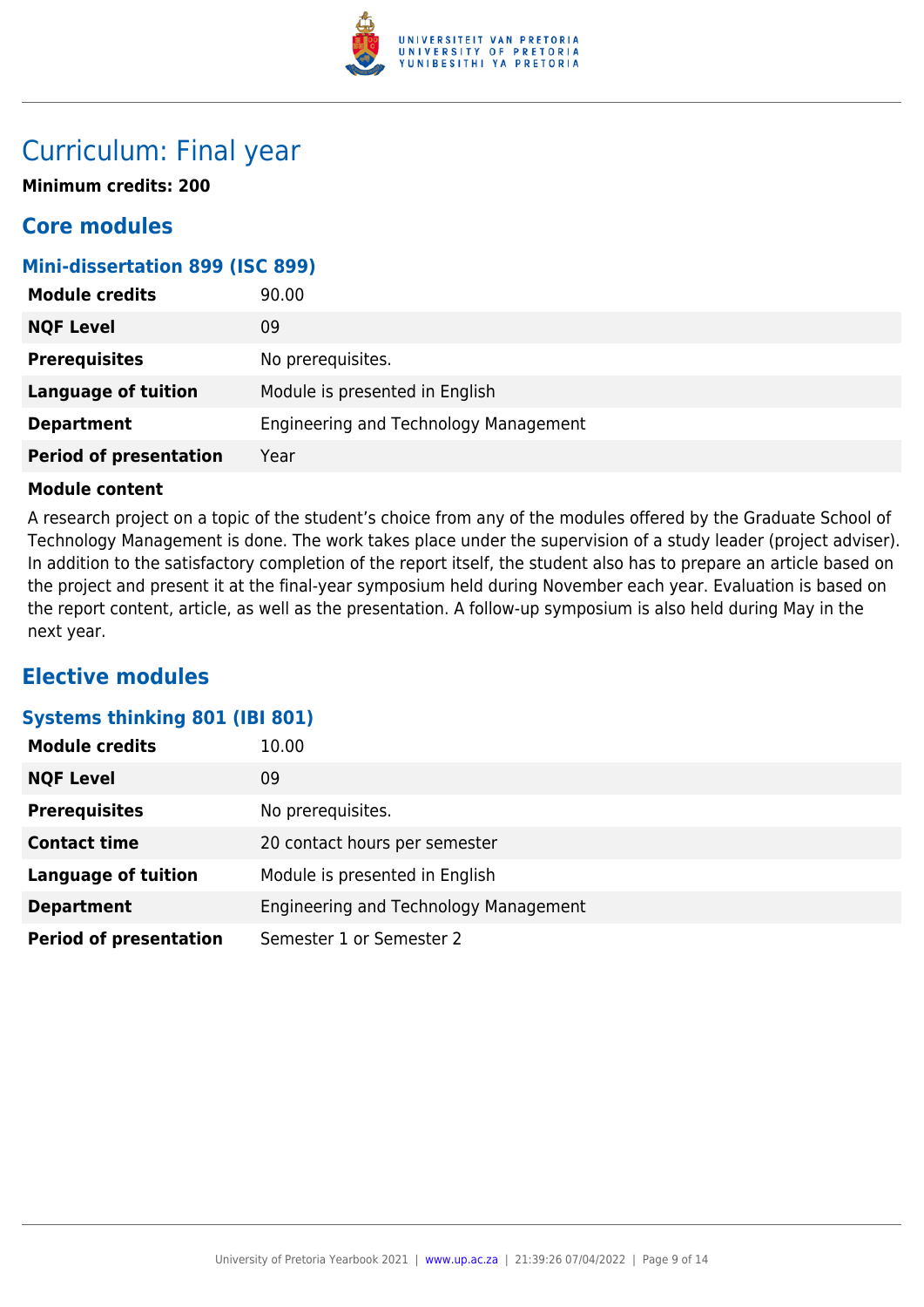# Curriculum: Final year

**Minimum credits: 200**

## Core modules

### Mini-dissertation 899 (ISC 899)

| | |
|---|---|
| **Module credits** | 90.00 |
| **NQF Level** | 09 |
| **Prerequisites** | No prerequisites. |
| **Language of tuition** | Module is presented in English |
| **Department** | Engineering and Technology Management |
| **Period of presentation** | Year |

**Module content**

A research project on a topic of the student's choice from any of the modules offered by the Graduate School of Technology Management is done. The work takes place under the supervision of a study leader (project adviser). In addition to the satisfactory completion of the report itself, the student also has to prepare an article based on the project and present it at the final-year symposium held during November each year. Evaluation is based on the report content, article, as well as the presentation. A follow-up symposium is also held during May in the next year.

## Elective modules

### Systems thinking 801 (IBI 801)

| | |
|---|---|
| **Module credits** | 10.00 |
| **NQF Level** | 09 |
| **Prerequisites** | No prerequisites. |
| **Contact time** | 20 contact hours per semester |
| **Language of tuition** | Module is presented in English |
| **Department** | Engineering and Technology Management |
| **Period of presentation** | Semester 1 or Semester 2 |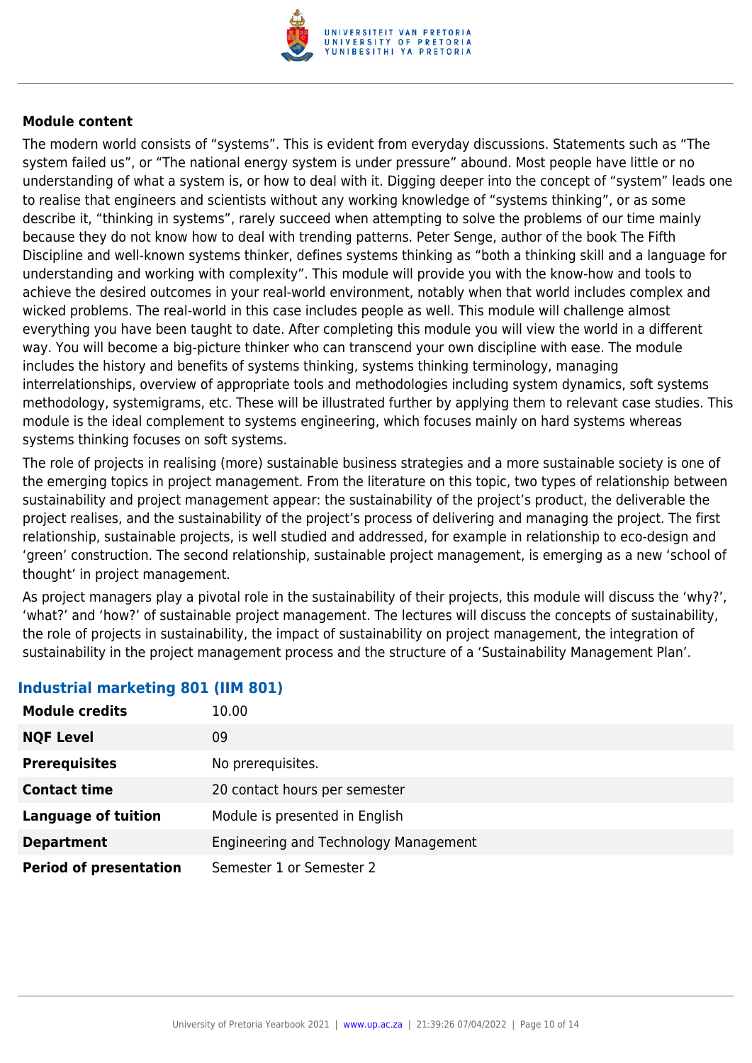**Module content**

The modern world consists of "systems". This is evident from everyday discussions. Statements such as "The system failed us", or "The national energy system is under pressure" abound. Most people have little or no understanding of what a system is, or how to deal with it. Digging deeper into the concept of "system" leads one to realise that engineers and scientists without any working knowledge of "systems thinking", or as some describe it, "thinking in systems", rarely succeed when attempting to solve the problems of our time mainly because they do not know how to deal with trending patterns. Peter Senge, author of the book The Fifth Discipline and well-known systems thinker, defines systems thinking as "both a thinking skill and a language for understanding and working with complexity". This module will provide you with the know-how and tools to achieve the desired outcomes in your real-world environment, notably when that world includes complex and wicked problems. The real-world in this case includes people as well. This module will challenge almost everything you have been taught to date. After completing this module you will view the world in a different way. You will become a big-picture thinker who can transcend your own discipline with ease. The module includes the history and benefits of systems thinking, systems thinking terminology, managing interrelationships, overview of appropriate tools and methodologies including system dynamics, soft systems methodology, systemigrams, etc. These will be illustrated further by applying them to relevant case studies. This module is the ideal complement to systems engineering, which focuses mainly on hard systems whereas systems thinking focuses on soft systems.

The role of projects in realising (more) sustainable business strategies and a more sustainable society is one of the emerging topics in project management. From the literature on this topic, two types of relationship between sustainability and project management appear: the sustainability of the project's product, the deliverable the project realises, and the sustainability of the project's process of delivering and managing the project. The first relationship, sustainable projects, is well studied and addressed, for example in relationship to eco-design and 'green' construction. The second relationship, sustainable project management, is emerging as a new 'school of thought' in project management.

As project managers play a pivotal role in the sustainability of their projects, this module will discuss the 'why?', 'what?' and 'how?' of sustainable project management. The lectures will discuss the concepts of sustainability, the role of projects in sustainability, the impact of sustainability on project management, the integration of sustainability in the project management process and the structure of a 'Sustainability Management Plan'.

### Industrial marketing 801 (IIM 801)

| | |
|---|---|
| **Module credits** | 10.00 |
| **NQF Level** | 09 |
| **Prerequisites** | No prerequisites. |
| **Contact time** | 20 contact hours per semester |
| **Language of tuition** | Module is presented in English |
| **Department** | Engineering and Technology Management |
| **Period of presentation** | Semester 1 or Semester 2 |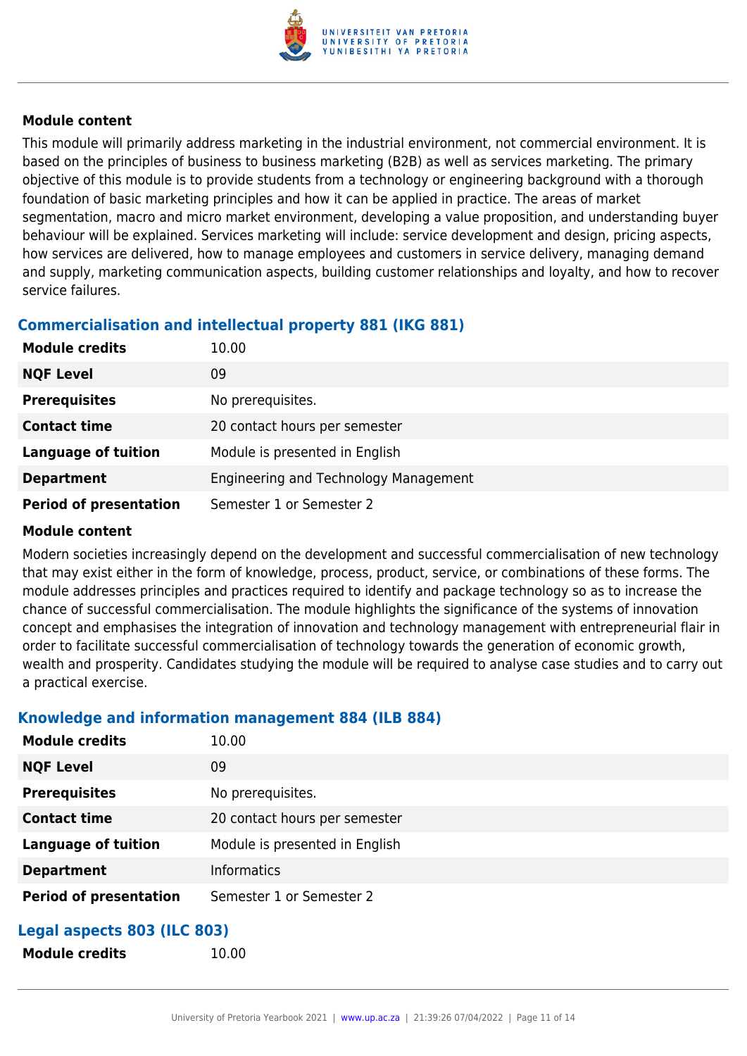### Module content

This module will primarily address marketing in the industrial environment, not commercial environment. It is based on the principles of business to business marketing (B2B) as well as services marketing. The primary objective of this module is to provide students from a technology or engineering background with a thorough foundation of basic marketing principles and how it can be applied in practice. The areas of market segmentation, macro and micro market environment, developing a value proposition, and understanding buyer behaviour will be explained. Services marketing will include: service development and design, pricing aspects, how services are delivered, how to manage employees and customers in service delivery, managing demand and supply, marketing communication aspects, building customer relationships and loyalty, and how to recover service failures.

## Commercialisation and intellectual property 881 (IKG 881)

| | |
|---|---|
| **Module credits** | 10.00 |
| **NQF Level** | 09 |
| **Prerequisites** | No prerequisites. |
| **Contact time** | 20 contact hours per semester |
| **Language of tuition** | Module is presented in English |
| **Department** | Engineering and Technology Management |
| **Period of presentation** | Semester 1 or Semester 2 |

### Module content

Modern societies increasingly depend on the development and successful commercialisation of new technology that may exist either in the form of knowledge, process, product, service, or combinations of these forms. The module addresses principles and practices required to identify and package technology so as to increase the chance of successful commercialisation. The module highlights the significance of the systems of innovation concept and emphasises the integration of innovation and technology management with entrepreneurial flair in order to facilitate successful commercialisation of technology towards the generation of economic growth, wealth and prosperity. Candidates studying the module will be required to analyse case studies and to carry out a practical exercise.

## Knowledge and information management 884 (ILB 884)

| | |
|---|---|
| **Module credits** | 10.00 |
| **NQF Level** | 09 |
| **Prerequisites** | No prerequisites. |
| **Contact time** | 20 contact hours per semester |
| **Language of tuition** | Module is presented in English |
| **Department** | Informatics |
| **Period of presentation** | Semester 1 or Semester 2 |

## Legal aspects 803 (ILC 803)

| | |
|---|---|
| **Module credits** | 10.00 |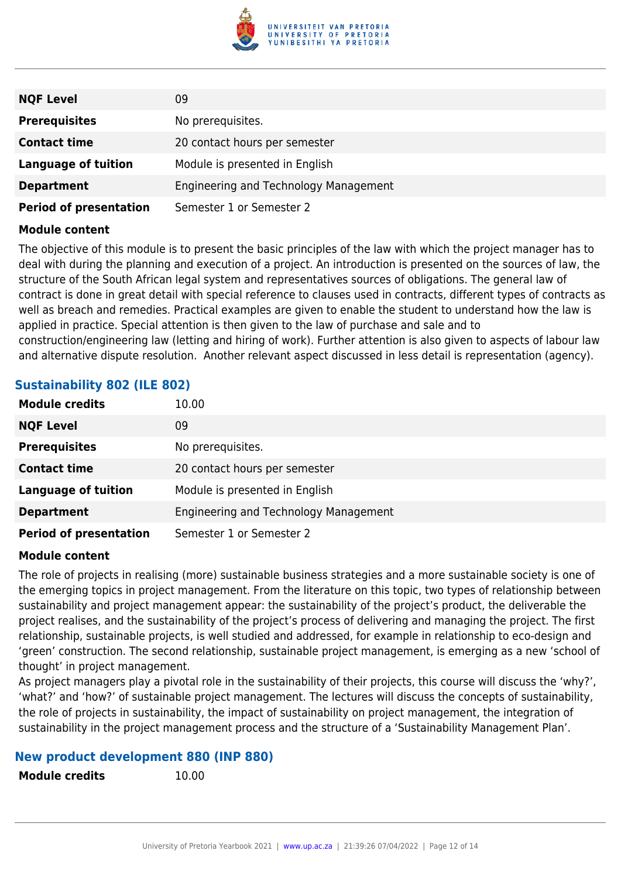| | |
|---|---|
| **NQF Level** | 09 |
| **Prerequisites** | No prerequisites. |
| **Contact time** | 20 contact hours per semester |
| **Language of tuition** | Module is presented in English |
| **Department** | Engineering and Technology Management |
| **Period of presentation** | Semester 1 or Semester 2 |

**Module content**

The objective of this module is to present the basic principles of the law with which the project manager has to deal with during the planning and execution of a project. An introduction is presented on the sources of law, the structure of the South African legal system and representatives sources of obligations. The general law of contract is done in great detail with special reference to clauses used in contracts, different types of contracts as well as breach and remedies. Practical examples are given to enable the student to understand how the law is applied in practice. Special attention is then given to the law of purchase and sale and to construction/engineering law (letting and hiring of work). Further attention is also given to aspects of labour law and alternative dispute resolution. Another relevant aspect discussed in less detail is representation (agency).

### Sustainability 802 (ILE 802)

| | |
|---|---|
| **Module credits** | 10.00 |
| **NQF Level** | 09 |
| **Prerequisites** | No prerequisites. |
| **Contact time** | 20 contact hours per semester |
| **Language of tuition** | Module is presented in English |
| **Department** | Engineering and Technology Management |
| **Period of presentation** | Semester 1 or Semester 2 |

**Module content**

The role of projects in realising (more) sustainable business strategies and a more sustainable society is one of the emerging topics in project management. From the literature on this topic, two types of relationship between sustainability and project management appear: the sustainability of the project's product, the deliverable the project realises, and the sustainability of the project's process of delivering and managing the project. The first relationship, sustainable projects, is well studied and addressed, for example in relationship to eco-design and 'green' construction. The second relationship, sustainable project management, is emerging as a new 'school of thought' in project management.
As project managers play a pivotal role in the sustainability of their projects, this course will discuss the 'why?', 'what?' and 'how?' of sustainable project management. The lectures will discuss the concepts of sustainability, the role of projects in sustainability, the impact of sustainability on project management, the integration of sustainability in the project management process and the structure of a 'Sustainability Management Plan'.

### New product development 880 (INP 880)

| | |
|---|---|
| **Module credits** | 10.00 |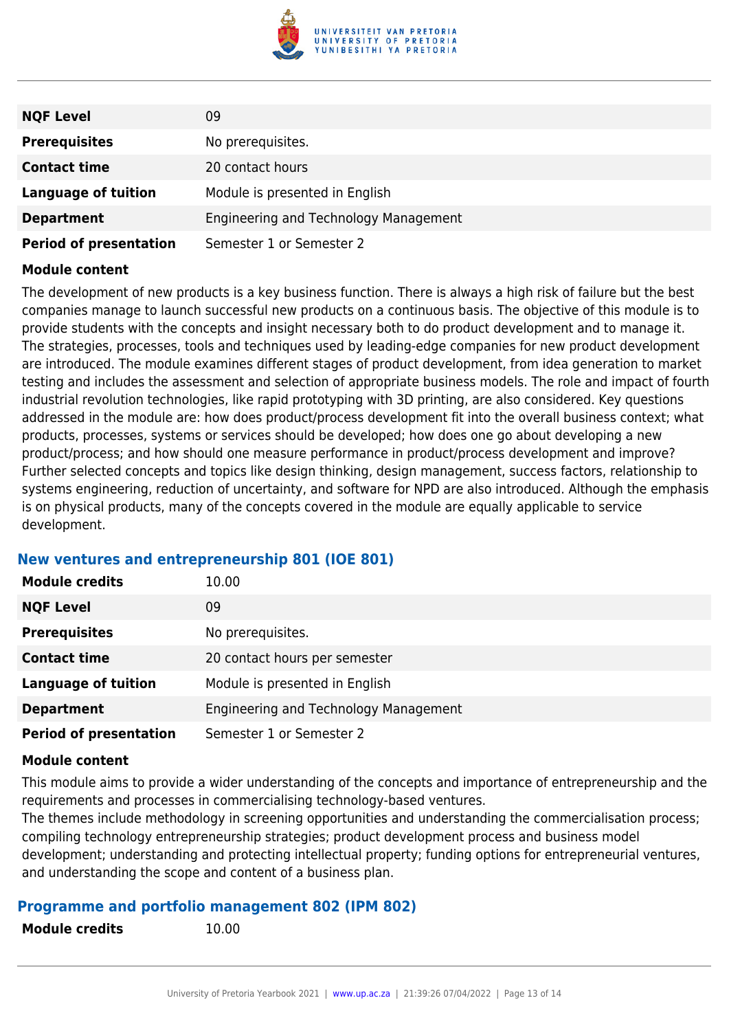| | |
|---|---|
| **NQF Level** | 09 |
| **Prerequisites** | No prerequisites. |
| **Contact time** | 20 contact hours |
| **Language of tuition** | Module is presented in English |
| **Department** | Engineering and Technology Management |
| **Period of presentation** | Semester 1 or Semester 2 |

**Module content**

The development of new products is a key business function. There is always a high risk of failure but the best companies manage to launch successful new products on a continuous basis. The objective of this module is to provide students with the concepts and insight necessary both to do product development and to manage it. The strategies, processes, tools and techniques used by leading-edge companies for new product development are introduced. The module examines different stages of product development, from idea generation to market testing and includes the assessment and selection of appropriate business models. The role and impact of fourth industrial revolution technologies, like rapid prototyping with 3D printing, are also considered. Key questions addressed in the module are: how does product/process development fit into the overall business context; what products, processes, systems or services should be developed; how does one go about developing a new product/process; and how should one measure performance in product/process development and improve? Further selected concepts and topics like design thinking, design management, success factors, relationship to systems engineering, reduction of uncertainty, and software for NPD are also introduced. Although the emphasis is on physical products, many of the concepts covered in the module are equally applicable to service development.

### New ventures and entrepreneurship 801 (IOE 801)

| | |
|---|---|
| **Module credits** | 10.00 |
| **NQF Level** | 09 |
| **Prerequisites** | No prerequisites. |
| **Contact time** | 20 contact hours per semester |
| **Language of tuition** | Module is presented in English |
| **Department** | Engineering and Technology Management |
| **Period of presentation** | Semester 1 or Semester 2 |

**Module content**

This module aims to provide a wider understanding of the concepts and importance of entrepreneurship and the requirements and processes in commercialising technology-based ventures.
The themes include methodology in screening opportunities and understanding the commercialisation process; compiling technology entrepreneurship strategies; product development process and business model development; understanding and protecting intellectual property; funding options for entrepreneurial ventures, and understanding the scope and content of a business plan.

### Programme and portfolio management 802 (IPM 802)

| | |
|---|---|
| **Module credits** | 10.00 |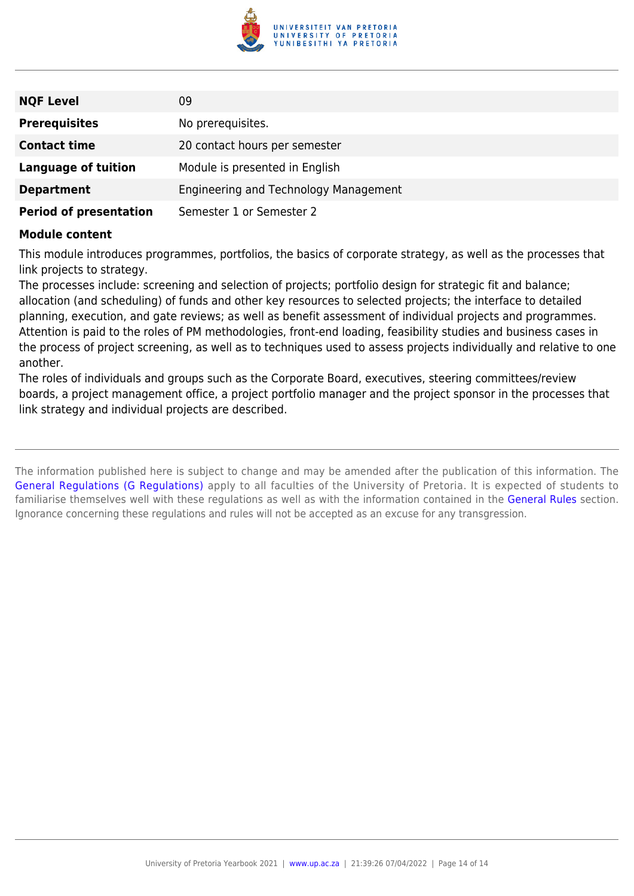| | |
|---|---|
| **NQF Level** | 09 |
| **Prerequisites** | No prerequisites. |
| **Contact time** | 20 contact hours per semester |
| **Language of tuition** | Module is presented in English |
| **Department** | Engineering and Technology Management |
| **Period of presentation** | Semester 1 or Semester 2 |

**Module content**

This module introduces programmes, portfolios, the basics of corporate strategy, as well as the processes that link projects to strategy.
The processes include: screening and selection of projects; portfolio design for strategic fit and balance; allocation (and scheduling) of funds and other key resources to selected projects; the interface to detailed planning, execution, and gate reviews; as well as benefit assessment of individual projects and programmes. Attention is paid to the roles of PM methodologies, front-end loading, feasibility studies and business cases in the process of project screening, as well as to techniques used to assess projects individually and relative to one another.
The roles of individuals and groups such as the Corporate Board, executives, steering committees/review boards, a project management office, a project portfolio manager and the project sponsor in the processes that link strategy and individual projects are described.

---

The information published here is subject to change and may be amended after the publication of this information. The General Regulations (G Regulations) apply to all faculties of the University of Pretoria. It is expected of students to familiarise themselves well with these regulations as well as with the information contained in the General Rules section. Ignorance concerning these regulations and rules will not be accepted as an excuse for any transgression.